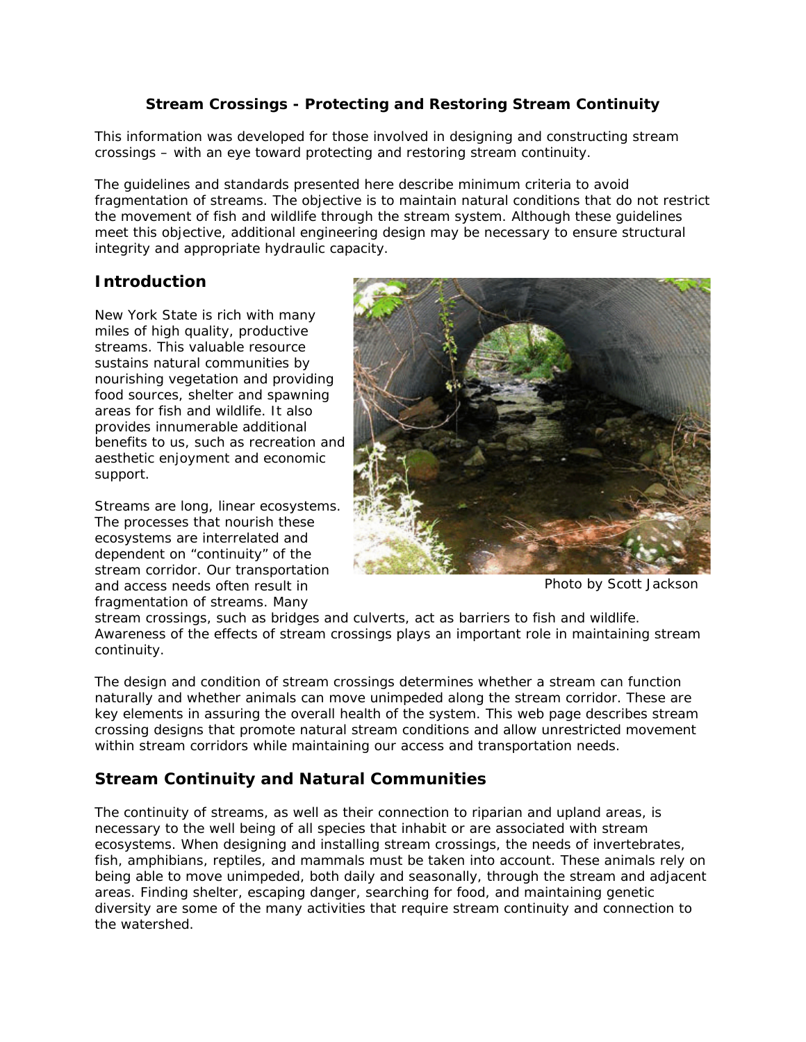# Stream Crossings - Protecting and Restoring Stream Continuity

This information was developed for those involved in designing and constructing stream crossings – with an eye toward protecting and restoring stream continuity.

The guidelines and standards presented here describe minimum criteria to avoid fragmentation of streams. The objective is to maintain natural conditions that do not restrict the movement of fish and wildlife through the stream system. Although these guidelines meet this objective, additional engineering design may be necessary to ensure structural integrity and appropriate hydraulic capacity.

## Introduction

New York State is rich with many miles of high quality, productive streams. This valuable resource sustains natural communities by nourishing vegetation and providing food sources, shelter and spawning areas for fish and wildlife. It also provides innumerable additional benefits to us, such as recreation and aesthetic enjoyment and economic support.

Photo by Scott Jackson

Streams are long, linear ecosystems. The processes that nourish these ecosystems are interrelated and dependent on "continuity" of the stream corridor. Our transportation and access needs often result in fragmentation of streams. Many stream crossings, such as bridges and culverts, act as barriers to fish and wildlife. Awareness of the effects of stream crossings plays an important role in maintaining stream continuity.

The design and condition of stream crossings determines whether a stream can function naturally and whether animals can move unimpeded along the stream corridor. These are key elements in assuring the overall health of the system. This web page describes stream crossing designs that promote natural stream conditions and allow unrestricted movement within stream corridors while maintaining our access and transportation needs.

## Stream Continuity and Natural Communities

The continuity of streams, as well as their connection to riparian and upland areas, is necessary to the well being of all species that inhabit or are associated with stream ecosystems. When designing and installing stream crossings, the needs of invertebrates, fish, amphibians, reptiles, and mammals must be taken into account. These animals rely on being able to move unimpeded, both daily and seasonally, through the stream and adjacent areas. Finding shelter, escaping danger, searching for food, and maintaining genetic diversity are some of the many activities that require stream continuity and connection to the watershed.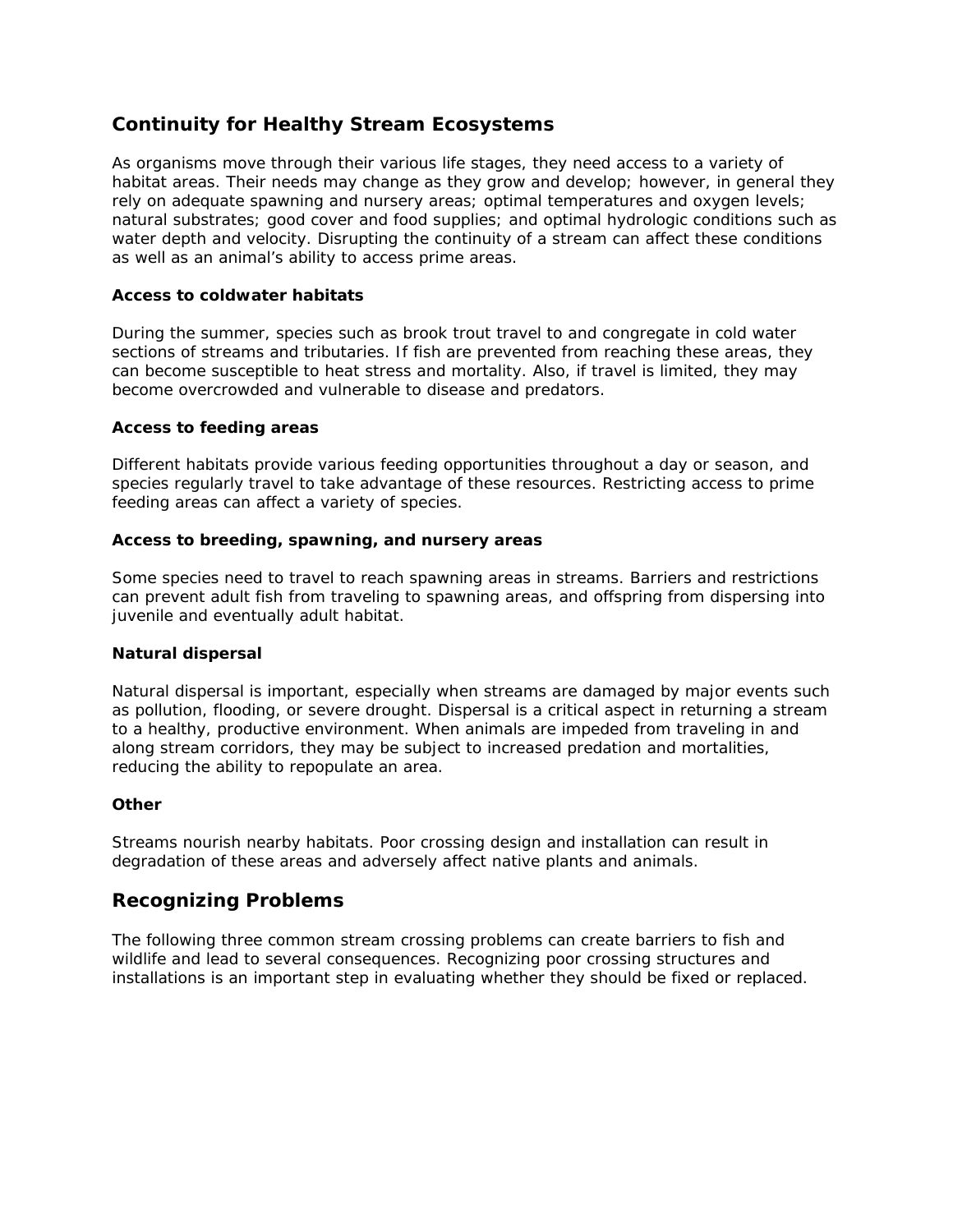## Continuity for Healthy Stream Ecosystems

As organisms move through their various life stages, they need access to a variety of habitat areas. Their needs may change as they grow and develop; however, in general they rely on adequate spawning and nursery areas; optimal temperatures and oxygen levels; natural substrates; good cover and food supplies; and optimal hydrologic conditions such as water depth and velocity. Disrupting the continuity of a stream can affect these conditions as well as an animal's ability to access prime areas.

### Access to coldwater habitats

During the summer, species such as brook trout travel to and congregate in cold water sections of streams and tributaries. If fish are prevented from reaching these areas, they can become susceptible to heat stress and mortality. Also, if travel is limited, they may become overcrowded and vulnerable to disease and predators.

### Access to feeding areas

Different habitats provide various feeding opportunities throughout a day or season, and species regularly travel to take advantage of these resources. Restricting access to prime feeding areas can affect a variety of species.

### Access to breeding, spawning, and nursery areas

Some species need to travel to reach spawning areas in streams. Barriers and restrictions can prevent adult fish from traveling to spawning areas, and offspring from dispersing into juvenile and eventually adult habitat.

### Natural dispersal

Natural dispersal is important, especially when streams are damaged by major events such as pollution, flooding, or severe drought. Dispersal is a critical aspect in returning a stream to a healthy, productive environment. When animals are impeded from traveling in and along stream corridors, they may be subject to increased predation and mortalities, reducing the ability to repopulate an area.

### Other

Streams nourish nearby habitats. Poor crossing design and installation can result in degradation of these areas and adversely affect native plants and animals.

## Recognizing Problems

The following three common stream crossing problems can create barriers to fish and wildlife and lead to several consequences. Recognizing poor crossing structures and installations is an important step in evaluating whether they should be fixed or replaced.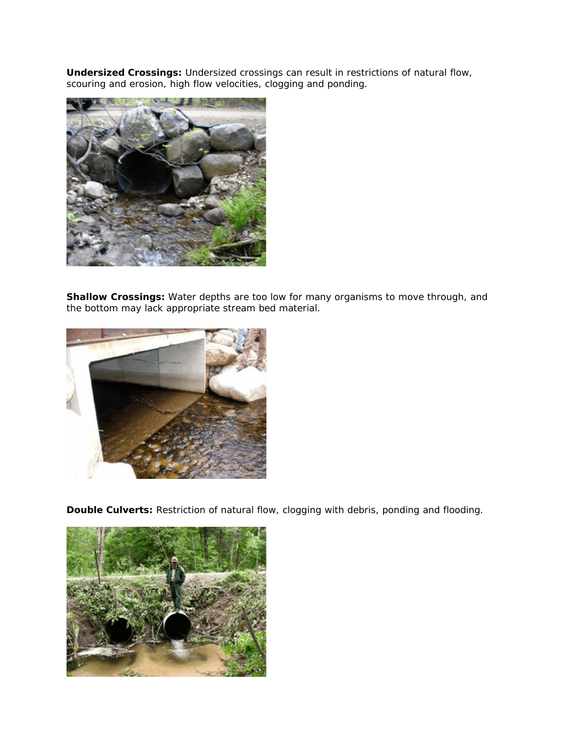**Undersized Crossings:** Undersized crossings can result in restrictions of natural flow, scouring and erosion, high flow velocities, clogging and ponding.

**Shallow Crossings:** Water depths are too low for many organisms to move through, and the bottom may lack appropriate stream bed material.

**Double Culverts:** Restriction of natural flow, clogging with debris, ponding and flooding.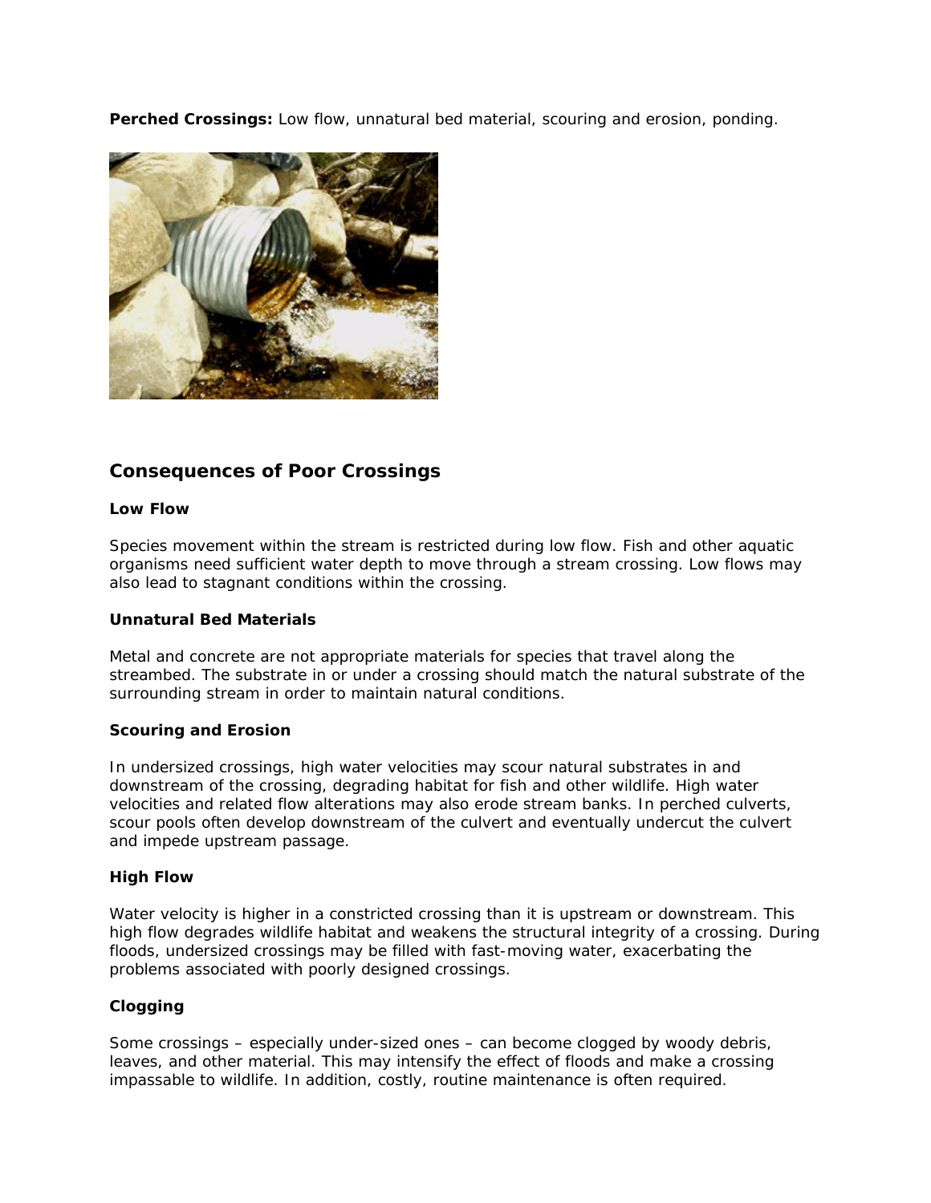**Perched Crossings:** Low flow, unnatural bed material, scouring and erosion, ponding.

## Consequences of Poor Crossings

### Low Flow

Species movement within the stream is restricted during low flow. Fish and other aquatic organisms need sufficient water depth to move through a stream crossing. Low flows may also lead to stagnant conditions within the crossing.

### Unnatural Bed Materials

Metal and concrete are not appropriate materials for species that travel along the streambed. The substrate in or under a crossing should match the natural substrate of the surrounding stream in order to maintain natural conditions.

### Scouring and Erosion

In undersized crossings, high water velocities may scour natural substrates in and downstream of the crossing, degrading habitat for fish and other wildlife. High water velocities and related flow alterations may also erode stream banks. In perched culverts, scour pools often develop downstream of the culvert and eventually undercut the culvert and impede upstream passage.

### High Flow

Water velocity is higher in a constricted crossing than it is upstream or downstream. This high flow degrades wildlife habitat and weakens the structural integrity of a crossing. During floods, undersized crossings may be filled with fast-moving water, exacerbating the problems associated with poorly designed crossings.

### Clogging

Some crossings – especially under-sized ones – can become clogged by woody debris, leaves, and other material. This may intensify the effect of floods and make a crossing impassable to wildlife. In addition, costly, routine maintenance is often required.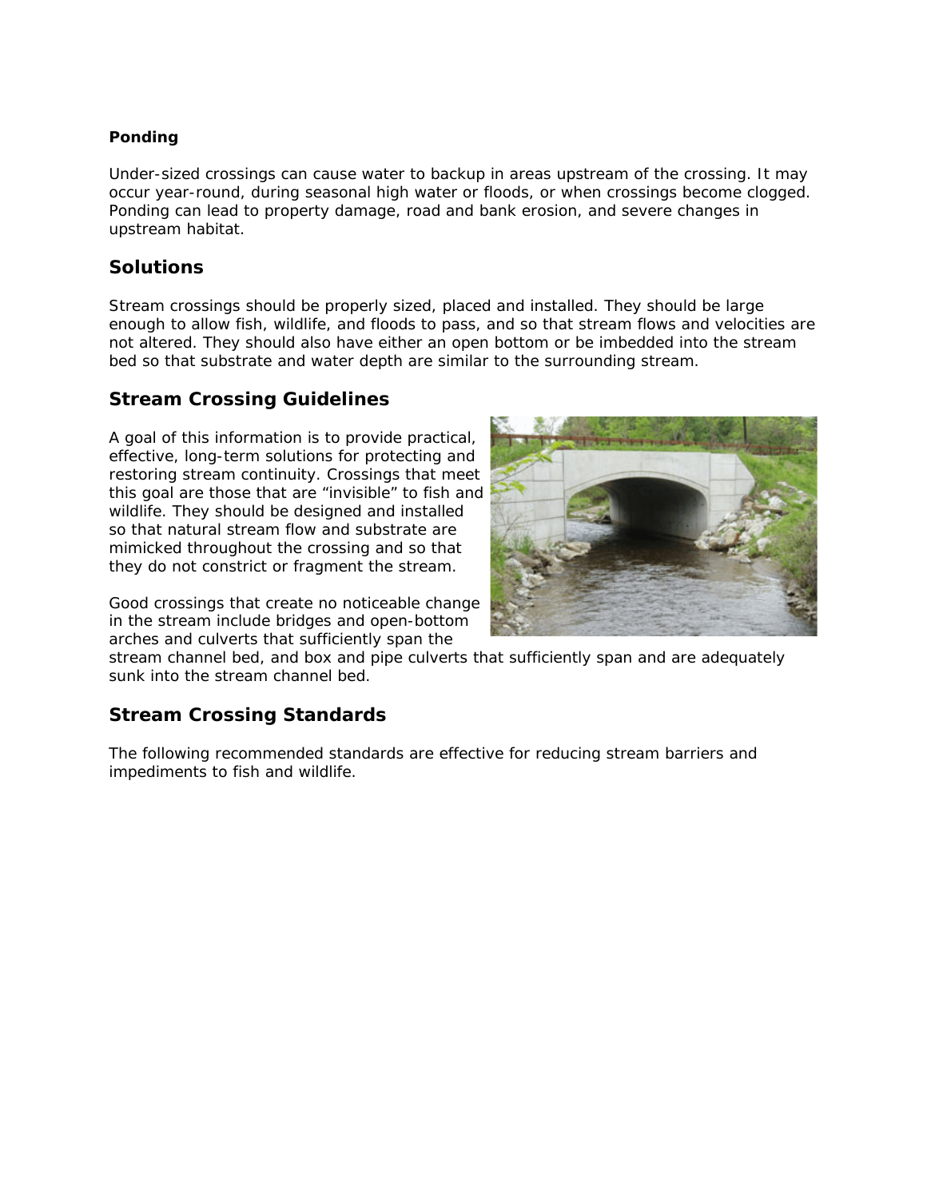**Ponding**

Under-sized crossings can cause water to backup in areas upstream of the crossing. It may occur year-round, during seasonal high water or floods, or when crossings become clogged. Ponding can lead to property damage, road and bank erosion, and severe changes in upstream habitat.

## Solutions

Stream crossings should be properly sized, placed and installed. They should be large enough to allow fish, wildlife, and floods to pass, and so that stream flows and velocities are not altered. They should also have either an open bottom or be imbedded into the stream bed so that substrate and water depth are similar to the surrounding stream.

## Stream Crossing Guidelines

A goal of this information is to provide practical, effective, long-term solutions for protecting and restoring stream continuity. Crossings that meet this goal are those that are "invisible" to fish and wildlife. They should be designed and installed so that natural stream flow and substrate are mimicked throughout the crossing and so that they do not constrict or fragment the stream.

Good crossings that create no noticeable change in the stream include bridges and open-bottom arches and culverts that sufficiently span the stream channel bed, and box and pipe culverts that sufficiently span and are adequately sunk into the stream channel bed.

## Stream Crossing Standards

The following recommended standards are effective for reducing stream barriers and impediments to fish and wildlife.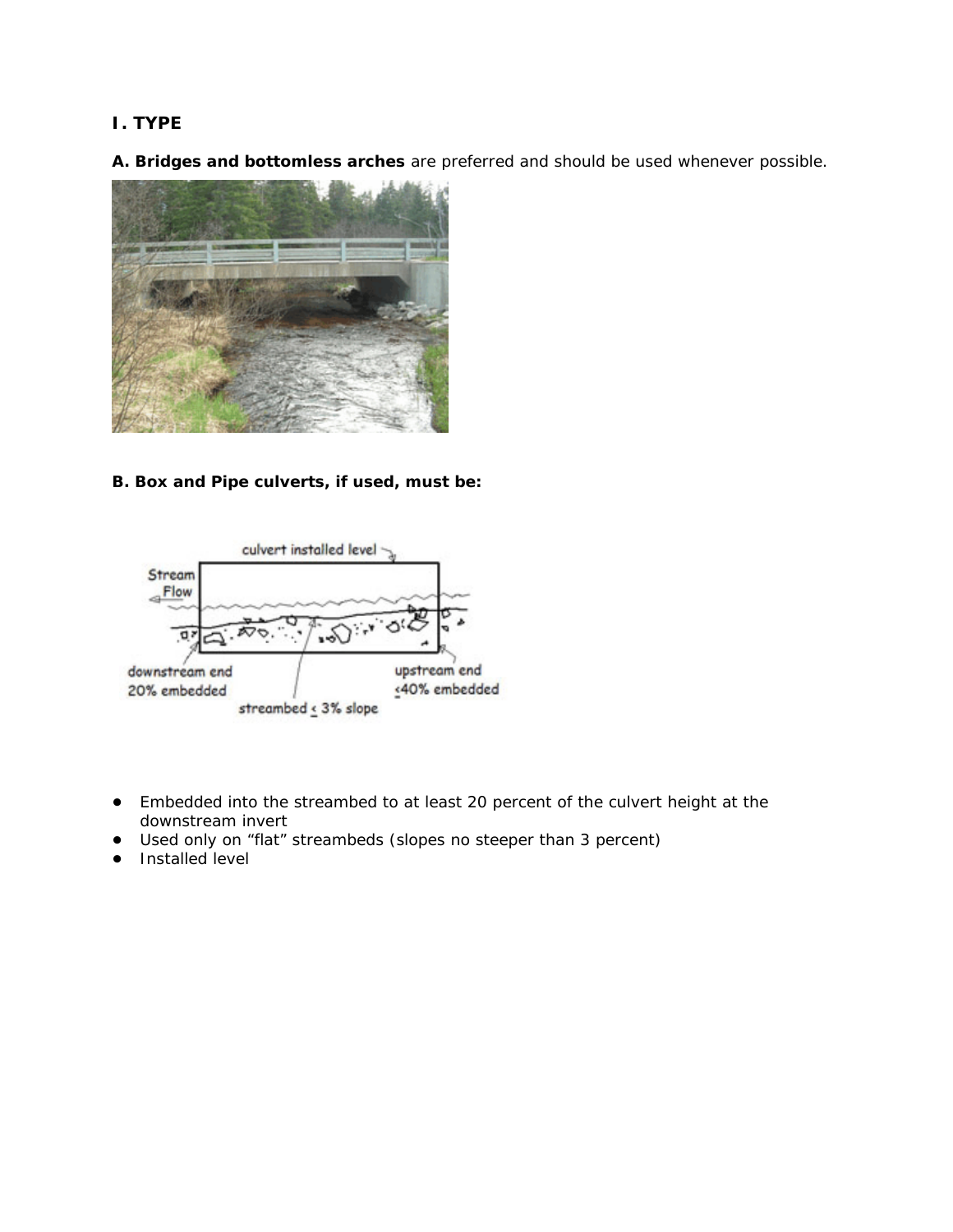## I. TYPE

**A. Bridges and bottomless arches** are preferred and should be used whenever possible.

**B. Box and Pipe culverts, if used, must be:**

- Embedded into the streambed to at least 20 percent of the culvert height at the downstream invert
- Used only on “flat” streambeds (slopes no steeper than 3 percent)
- Installed level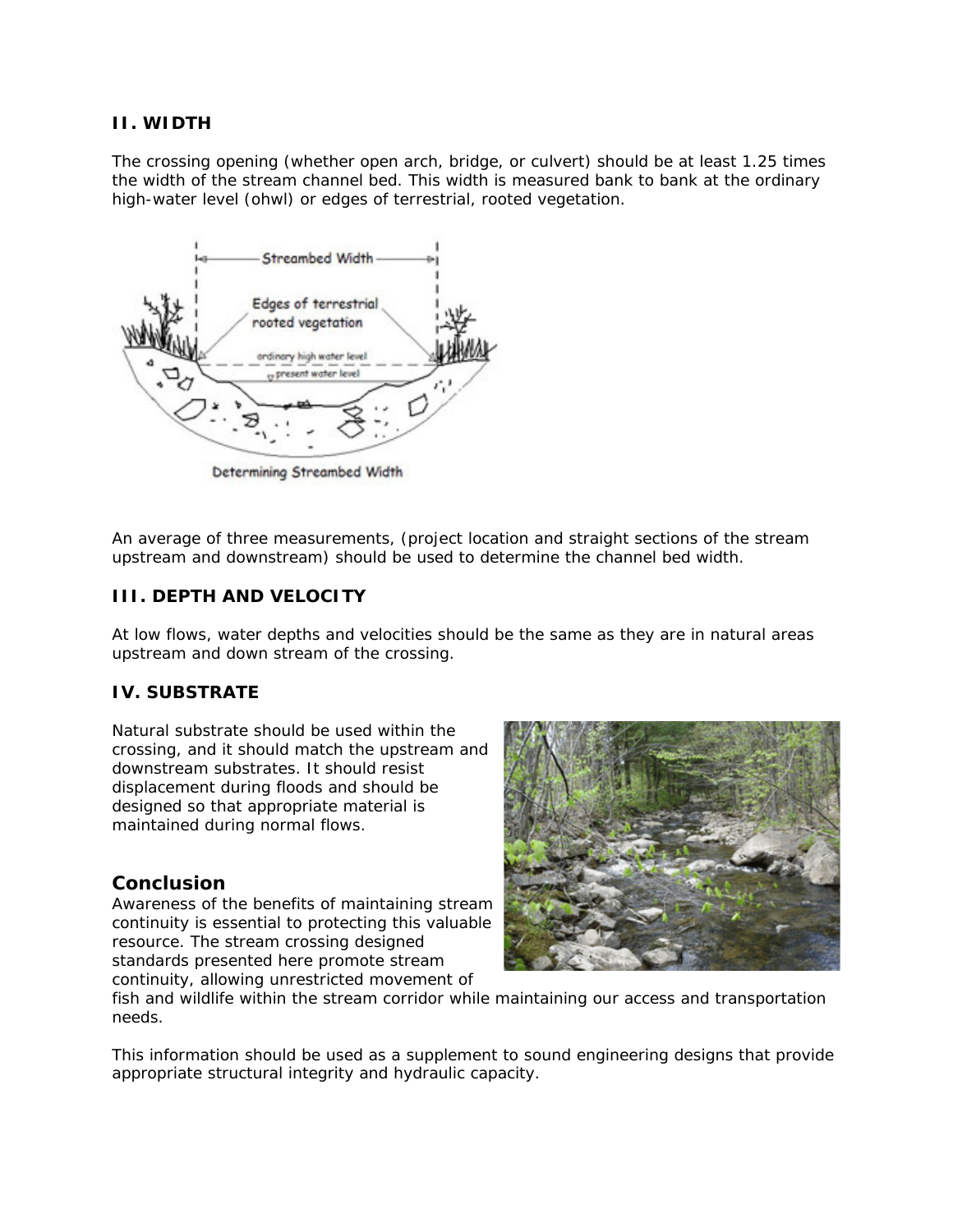### II. WIDTH

The crossing opening (whether open arch, bridge, or culvert) should be at least 1.25 times the width of the stream channel bed. This width is measured bank to bank at the ordinary high-water level (ohwl) or edges of terrestrial, rooted vegetation.

Determining Streambed Width

An average of three measurements, (project location and straight sections of the stream upstream and downstream) should be used to determine the channel bed width.

### III. DEPTH AND VELOCITY

At low flows, water depths and velocities should be the same as they are in natural areas upstream and down stream of the crossing.

### IV. SUBSTRATE

Natural substrate should be used within the crossing, and it should match the upstream and downstream substrates. It should resist displacement during floods and should be designed so that appropriate material is maintained during normal flows.

## Conclusion

Awareness of the benefits of maintaining stream continuity is essential to protecting this valuable resource. The stream crossing designed standards presented here promote stream continuity, allowing unrestricted movement of fish and wildlife within the stream corridor while maintaining our access and transportation needs.

This information should be used as a supplement to sound engineering designs that provide appropriate structural integrity and hydraulic capacity.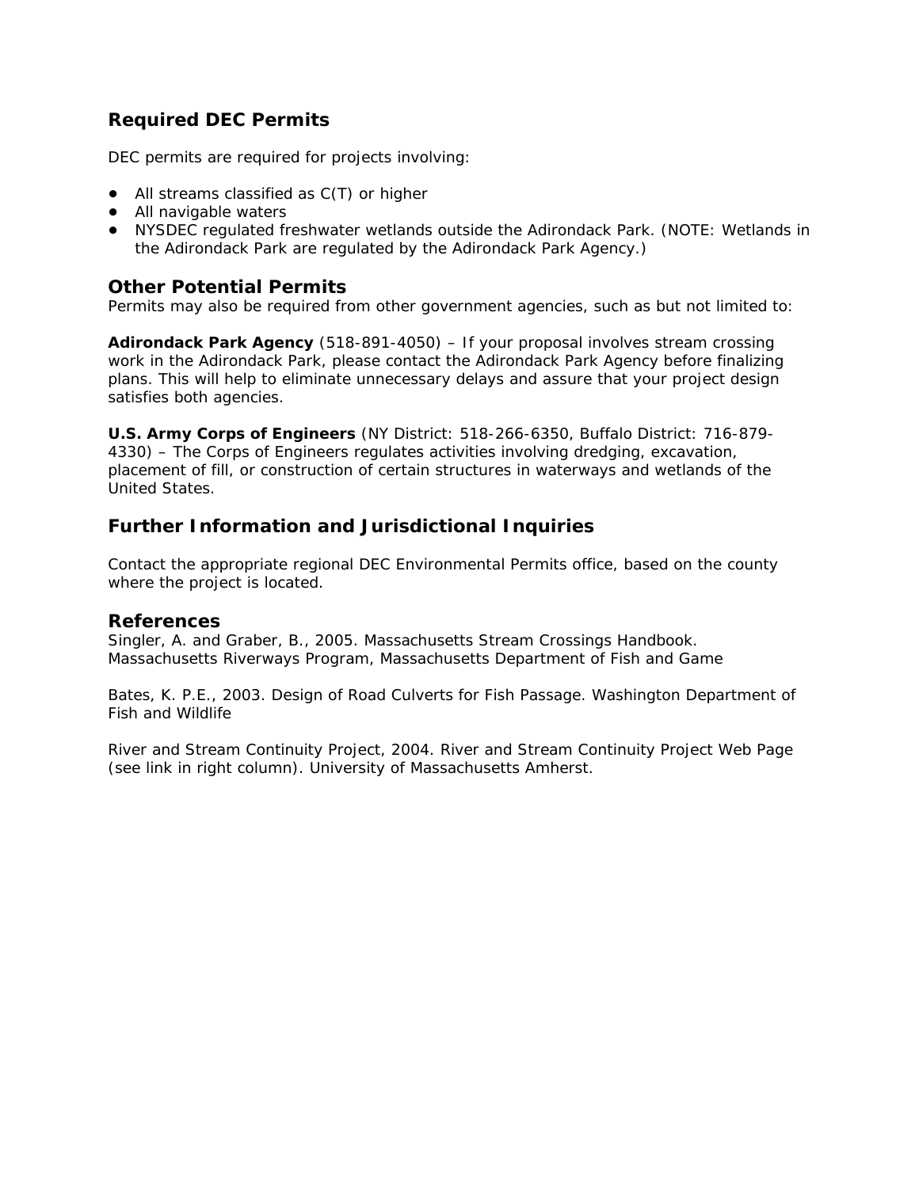## Required DEC Permits

DEC permits are required for projects involving:

- All streams classified as C(T) or higher
- All navigable waters
- NYSDEC regulated freshwater wetlands outside the Adirondack Park. (NOTE: Wetlands in the Adirondack Park are regulated by the Adirondack Park Agency.)

## Other Potential Permits

Permits may also be required from other government agencies, such as but not limited to:

**Adirondack Park Agency** (518-891-4050) – If your proposal involves stream crossing work in the Adirondack Park, please contact the Adirondack Park Agency before finalizing plans. This will help to eliminate unnecessary delays and assure that your project design satisfies both agencies.

**U.S. Army Corps of Engineers** (NY District: 518-266-6350, Buffalo District: 716-879-4330) – The Corps of Engineers regulates activities involving dredging, excavation, placement of fill, or construction of certain structures in waterways and wetlands of the United States.

## Further Information and Jurisdictional Inquiries

Contact the appropriate regional DEC Environmental Permits office, based on the county where the project is located.

## References

Singler, A. and Graber, B., 2005. Massachusetts Stream Crossings Handbook. Massachusetts Riverways Program, Massachusetts Department of Fish and Game

Bates, K. P.E., 2003. Design of Road Culverts for Fish Passage. Washington Department of Fish and Wildlife

River and Stream Continuity Project, 2004. River and Stream Continuity Project Web Page (see link in right column). University of Massachusetts Amherst.